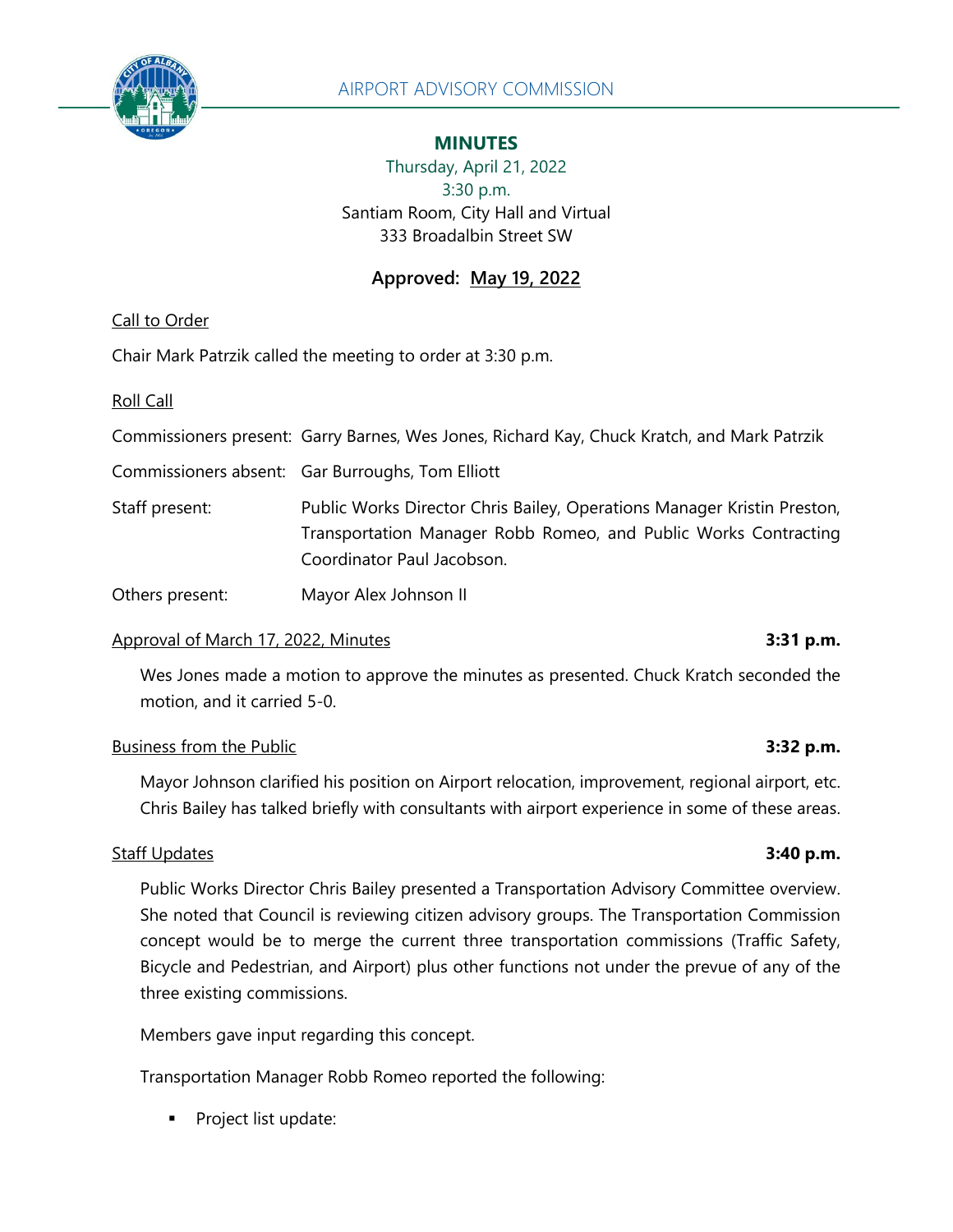# AIRPORT ADVISORY COMMISSION

## MINUTES

Thursday, April 21, 2022
3:30 p.m.
Santiam Room, City Hall and Virtual
333 Broadalbin Street SW

**Approved: May 19, 2022**

Call to Order

Chair Mark Patrzik called the meeting to order at 3:30 p.m.

Roll Call

| | |
|---|---|
| Commissioners present: | Garry Barnes, Wes Jones, Richard Kay, Chuck Kratch, and Mark Patrzik |
| Commissioners absent: | Gar Burroughs, Tom Elliott |
| Staff present: | Public Works Director Chris Bailey, Operations Manager Kristin Preston, Transportation Manager Robb Romeo, and Public Works Contracting Coordinator Paul Jacobson. |
| Others present: | Mayor Alex Johnson II |

Approval of March 17, 2022, Minutes **3:31 p.m.**

Wes Jones made a motion to approve the minutes as presented. Chuck Kratch seconded the motion, and it carried 5-0.

Business from the Public **3:32 p.m.**

Mayor Johnson clarified his position on Airport relocation, improvement, regional airport, etc. Chris Bailey has talked briefly with consultants with airport experience in some of these areas.

Staff Updates **3:40 p.m.**

Public Works Director Chris Bailey presented a Transportation Advisory Committee overview. She noted that Council is reviewing citizen advisory groups. The Transportation Commission concept would be to merge the current three transportation commissions (Traffic Safety, Bicycle and Pedestrian, and Airport) plus other functions not under the prevue of any of the three existing commissions.

Members gave input regarding this concept.

Transportation Manager Robb Romeo reported the following:

- Project list update: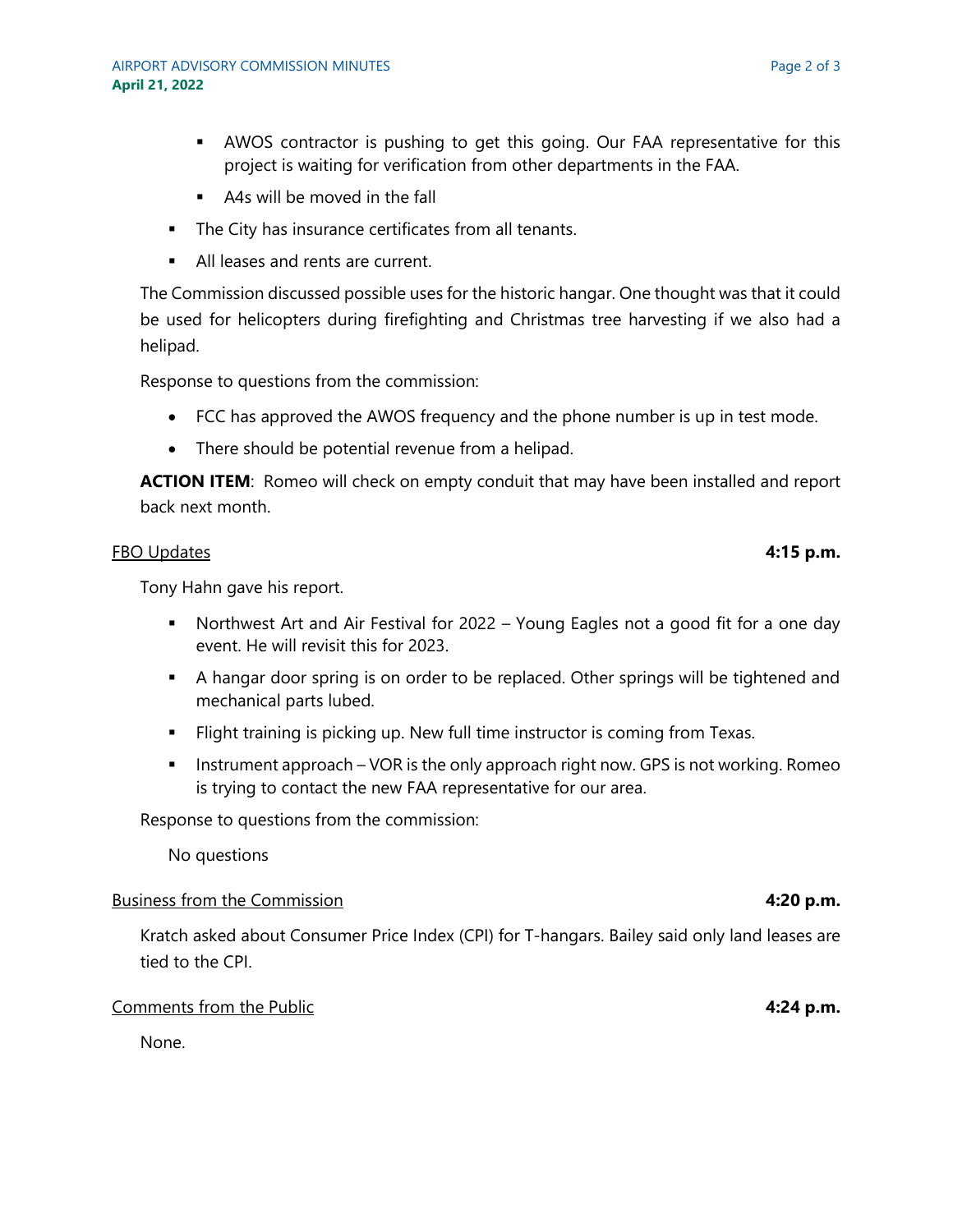- AWOS contractor is pushing to get this going. Our FAA representative for this project is waiting for verification from other departments in the FAA.
    - A4s will be moved in the fall
- The City has insurance certificates from all tenants.
- All leases and rents are current.

The Commission discussed possible uses for the historic hangar. One thought was that it could be used for helicopters during firefighting and Christmas tree harvesting if we also had a helipad.

Response to questions from the commission:

- FCC has approved the AWOS frequency and the phone number is up in test mode.
- There should be potential revenue from a helipad.

**ACTION ITEM**: Romeo will check on empty conduit that may have been installed and report back next month.

## FBO Updates **4:15 p.m.**

Tony Hahn gave his report.

- Northwest Art and Air Festival for 2022 – Young Eagles not a good fit for a one day event. He will revisit this for 2023.
- A hangar door spring is on order to be replaced. Other springs will be tightened and mechanical parts lubed.
- Flight training is picking up. New full time instructor is coming from Texas.
- Instrument approach – VOR is the only approach right now. GPS is not working. Romeo is trying to contact the new FAA representative for our area.

Response to questions from the commission:

No questions

## Business from the Commission **4:20 p.m.**

Kratch asked about Consumer Price Index (CPI) for T-hangars. Bailey said only land leases are tied to the CPI.

## Comments from the Public **4:24 p.m.**

None.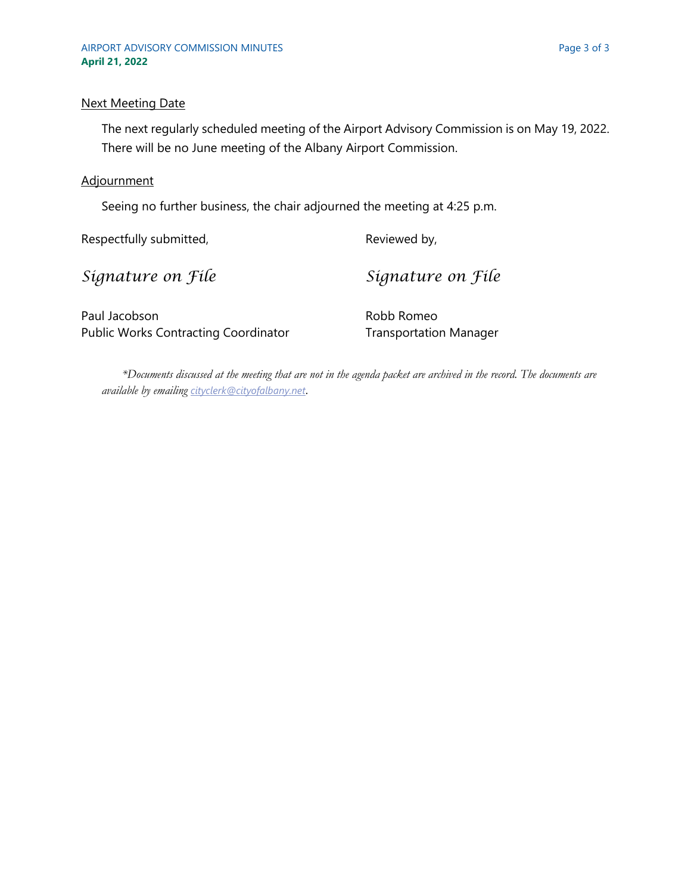## Next Meeting Date

The next regularly scheduled meeting of the Airport Advisory Commission is on May 19, 2022. There will be no June meeting of the Albany Airport Commission.

## Adjournment

Seeing no further business, the chair adjourned the meeting at 4:25 p.m.

| | |
|---|---|
| Respectfully submitted, | Reviewed by, |
| *Signature on File* | *Signature on File* |
| Paul Jacobson<br>Public Works Contracting Coordinator | Robb Romeo<br>Transportation Manager |

*\*Documents discussed at the meeting that are not in the agenda packet are archived in the record. The documents are available by emailing cityclerk@cityofalbany.net.*